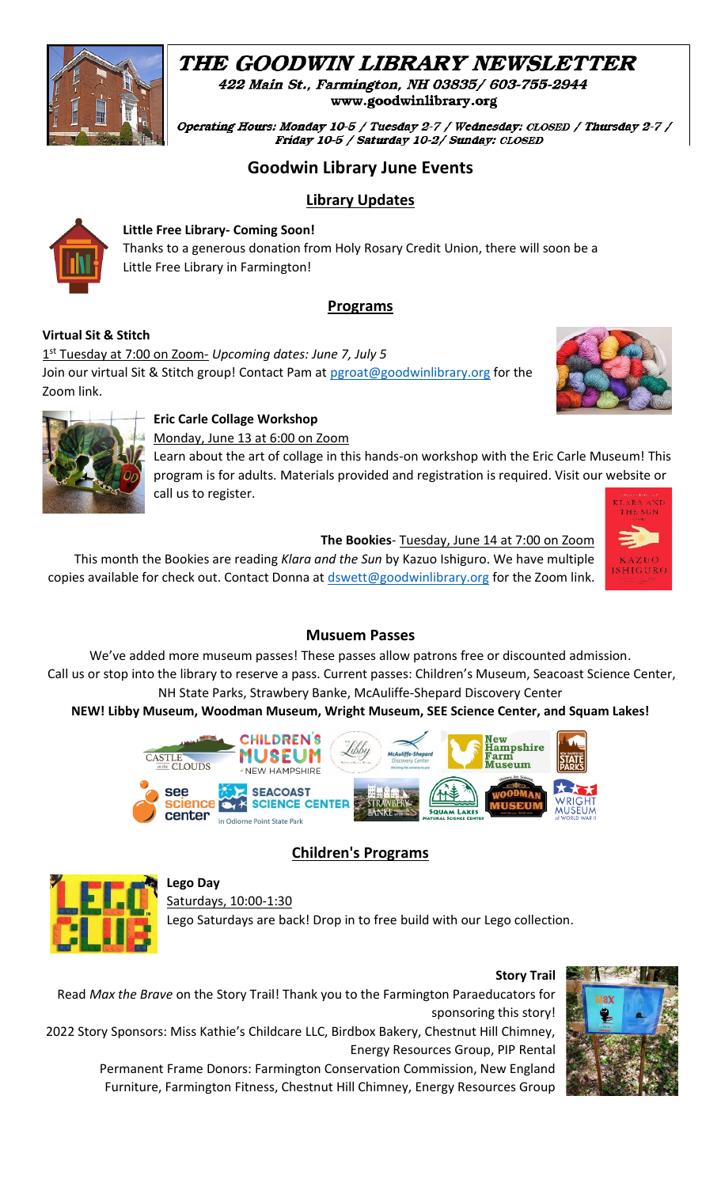# THE GOODWIN LIBRARY NEWSLETTER

*422 Main St., Farmington, NH 03835/ 603-755-2944*
**www.goodwinlibrary.org**

*Operating Hours: Monday 10-5 / Tuesday 2-7 / Wednesday: CLOSED / Thursday 2-7 / Friday 10-5 / Saturday 10-2/ Sunday: CLOSED*

## Goodwin Library June Events

### Library Updates

**Little Free Library- Coming Soon!**
Thanks to a generous donation from Holy Rosary Credit Union, there will soon be a Little Free Library in Farmington!

### Programs

**Virtual Sit & Stitch**
1st Tuesday at 7:00 on Zoom- *Upcoming dates: June 7, July 5*
Join our virtual Sit & Stitch group! Contact Pam at pgroat@goodwinlibrary.org for the Zoom link.

**Eric Carle Collage Workshop**
Monday, June 13 at 6:00 on Zoom
Learn about the art of collage in this hands-on workshop with the Eric Carle Museum! This program is for adults. Materials provided and registration is required. Visit our website or call us to register.

**The Bookies**- Tuesday, June 14 at 7:00 on Zoom
This month the Bookies are reading *Klara and the Sun* by Kazuo Ishiguro. We have multiple copies available for check out. Contact Donna at dswett@goodwinlibrary.org for the Zoom link.

### Musuem Passes

We've added more museum passes! These passes allow patrons free or discounted admission. Call us or stop into the library to reserve a pass. Current passes: Children's Museum, Seacoast Science Center, NH State Parks, Strawbery Banke, McAuliffe-Shepard Discovery Center

**NEW! Libby Museum, Woodman Museum, Wright Museum, SEE Science Center, and Squam Lakes!**

### Children's Programs

**Lego Day**
Saturdays, 10:00-1:30
Lego Saturdays are back! Drop in to free build with our Lego collection.

**Story Trail**
Read *Max the Brave* on the Story Trail! Thank you to the Farmington Paraeducators for sponsoring this story!

2022 Story Sponsors: Miss Kathie's Childcare LLC, Birdbox Bakery, Chestnut Hill Chimney, Energy Resources Group, PIP Rental

Permanent Frame Donors: Farmington Conservation Commission, New England Furniture, Farmington Fitness, Chestnut Hill Chimney, Energy Resources Group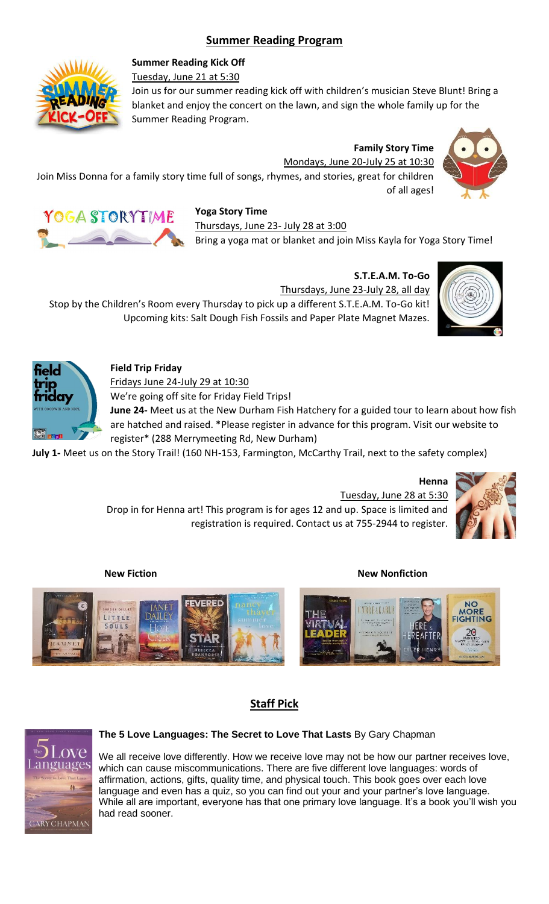## Summer Reading Program

### Summer Reading Kick Off

Tuesday, June 21 at 5:30

Join us for our summer reading kick off with children's musician Steve Blunt! Bring a blanket and enjoy the concert on the lawn, and sign the whole family up for the Summer Reading Program.

### Family Story Time

Mondays, June 20-July 25 at 10:30

Join Miss Donna for a family story time full of songs, rhymes, and stories, great for children of all ages!

### Yoga Story Time

Thursdays, June 23- July 28 at 3:00

Bring a yoga mat or blanket and join Miss Kayla for Yoga Story Time!

### S.T.E.A.M. To-Go

Thursdays, June 23-July 28, all day

Stop by the Children's Room every Thursday to pick up a different S.T.E.A.M. To-Go kit! Upcoming kits: Salt Dough Fish Fossils and Paper Plate Magnet Mazes.

### Field Trip Friday

Fridays June 24-July 29 at 10:30

We're going off site for Friday Field Trips!

**June 24-** Meet us at the New Durham Fish Hatchery for a guided tour to learn about how fish are hatched and raised. *Please register in advance for this program. Visit our website to register* (288 Merrymeeting Rd, New Durham)

**July 1-** Meet us on the Story Trail! (160 NH-153, Farmington, McCarthy Trail, next to the safety complex)

### Henna

Tuesday, June 28 at 5:30

Drop in for Henna art! This program is for ages 12 and up. Space is limited and registration is required. Contact us at 755-2944 to register.

**New Fiction**

**New Nonfiction**

## Staff Pick

**The 5 Love Languages: The Secret to Love That Lasts** By Gary Chapman

We all receive love differently. How we receive love may not be how our partner receives love, which can cause miscommunications. There are five different love languages: words of affirmation, actions, gifts, quality time, and physical touch. This book goes over each love language and even has a quiz, so you can find out your and your partner's love language. While all are important, everyone has that one primary love language. It's a book you'll wish you had read sooner.